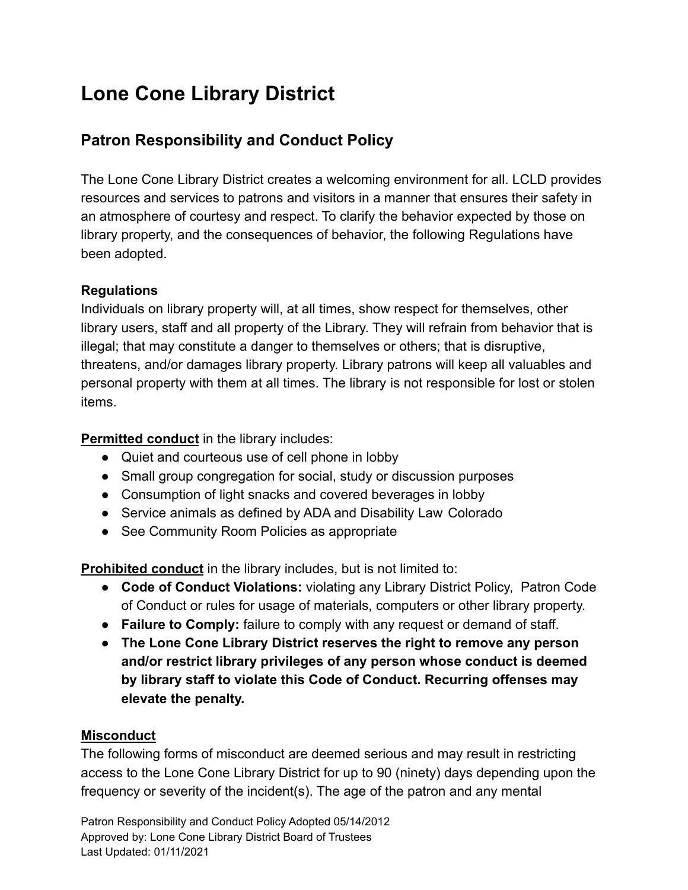# Lone Cone Library District

## Patron Responsibility and Conduct Policy

The Lone Cone Library District creates a welcoming environment for all. LCLD provides resources and services to patrons and visitors in a manner that ensures their safety in an atmosphere of courtesy and respect. To clarify the behavior expected by those on library property, and the consequences of behavior, the following Regulations have been adopted.

**Regulations**

Individuals on library property will, at all times, show respect for themselves, other library users, staff and all property of the Library. They will refrain from behavior that is illegal; that may constitute a danger to themselves or others; that is disruptive, threatens, and/or damages library property. Library patrons will keep all valuables and personal property with them at all times. The library is not responsible for lost or stolen items.

**Permitted conduct** in the library includes:

- Quiet and courteous use of cell phone in lobby
- Small group congregation for social, study or discussion purposes
- Consumption of light snacks and covered beverages in lobby
- Service animals as defined by ADA and Disability Law Colorado
- See Community Room Policies as appropriate

**Prohibited conduct** in the library includes, but is not limited to:

- **Code of Conduct Violations:** violating any Library District Policy, Patron Code of Conduct or rules for usage of materials, computers or other library property.
- **Failure to Comply:** failure to comply with any request or demand of staff.
- **The Lone Cone Library District reserves the right to remove any person and/or restrict library privileges of any person whose conduct is deemed by library staff to violate this Code of Conduct. Recurring offenses may elevate the penalty.**

**Misconduct**

The following forms of misconduct are deemed serious and may result in restricting access to the Lone Cone Library District for up to 90 (ninety) days depending upon the frequency or severity of the incident(s). The age of the patron and any mental

Patron Responsibility and Conduct Policy Adopted 05/14/2012
Approved by: Lone Cone Library District Board of Trustees
Last Updated: 01/11/2021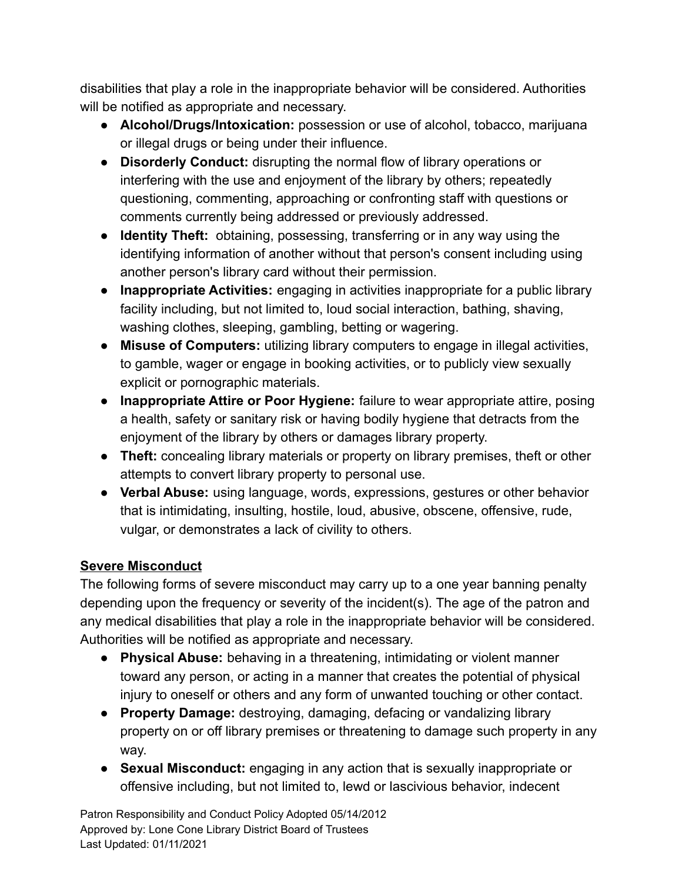disabilities that play a role in the inappropriate behavior will be considered. Authorities will be notified as appropriate and necessary.

- **Alcohol/Drugs/Intoxication:** possession or use of alcohol, tobacco, marijuana or illegal drugs or being under their influence.
- **Disorderly Conduct:** disrupting the normal flow of library operations or interfering with the use and enjoyment of the library by others; repeatedly questioning, commenting, approaching or confronting staff with questions or comments currently being addressed or previously addressed.
- **Identity Theft:** obtaining, possessing, transferring or in any way using the identifying information of another without that person's consent including using another person's library card without their permission.
- **Inappropriate Activities:** engaging in activities inappropriate for a public library facility including, but not limited to, loud social interaction, bathing, shaving, washing clothes, sleeping, gambling, betting or wagering.
- **Misuse of Computers:** utilizing library computers to engage in illegal activities, to gamble, wager or engage in booking activities, or to publicly view sexually explicit or pornographic materials.
- **Inappropriate Attire or Poor Hygiene:** failure to wear appropriate attire, posing a health, safety or sanitary risk or having bodily hygiene that detracts from the enjoyment of the library by others or damages library property.
- **Theft:** concealing library materials or property on library premises, theft or other attempts to convert library property to personal use.
- **Verbal Abuse:** using language, words, expressions, gestures or other behavior that is intimidating, insulting, hostile, loud, abusive, obscene, offensive, rude, vulgar, or demonstrates a lack of civility to others.

## Severe Misconduct

The following forms of severe misconduct may carry up to a one year banning penalty depending upon the frequency or severity of the incident(s). The age of the patron and any medical disabilities that play a role in the inappropriate behavior will be considered. Authorities will be notified as appropriate and necessary.

- **Physical Abuse:** behaving in a threatening, intimidating or violent manner toward any person, or acting in a manner that creates the potential of physical injury to oneself or others and any form of unwanted touching or other contact.
- **Property Damage:** destroying, damaging, defacing or vandalizing library property on or off library premises or threatening to damage such property in any way.
- **Sexual Misconduct:** engaging in any action that is sexually inappropriate or offensive including, but not limited to, lewd or lascivious behavior, indecent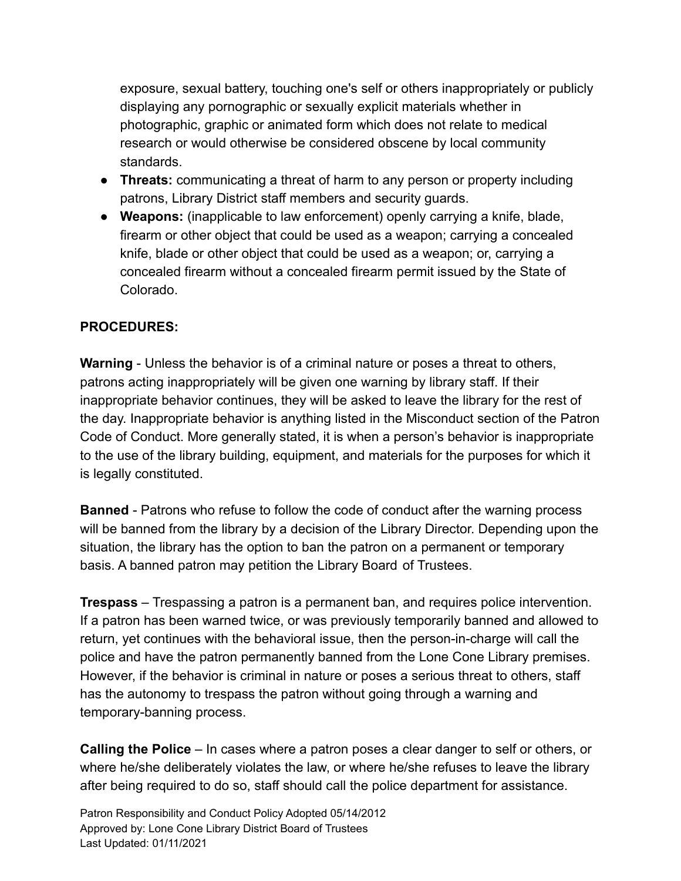exposure, sexual battery, touching one's self or others inappropriately or publicly displaying any pornographic or sexually explicit materials whether in photographic, graphic or animated form which does not relate to medical research or would otherwise be considered obscene by local community standards.

- **Threats:** communicating a threat of harm to any person or property including patrons, Library District staff members and security guards.
- **Weapons:** (inapplicable to law enforcement) openly carrying a knife, blade, firearm or other object that could be used as a weapon; carrying a concealed knife, blade or other object that could be used as a weapon; or, carrying a concealed firearm without a concealed firearm permit issued by the State of Colorado.

**PROCEDURES:**

**Warning** - Unless the behavior is of a criminal nature or poses a threat to others, patrons acting inappropriately will be given one warning by library staff. If their inappropriate behavior continues, they will be asked to leave the library for the rest of the day. Inappropriate behavior is anything listed in the Misconduct section of the Patron Code of Conduct. More generally stated, it is when a person's behavior is inappropriate to the use of the library building, equipment, and materials for the purposes for which it is legally constituted.

**Banned** - Patrons who refuse to follow the code of conduct after the warning process will be banned from the library by a decision of the Library Director. Depending upon the situation, the library has the option to ban the patron on a permanent or temporary basis. A banned patron may petition the Library Board of Trustees.

**Trespass** – Trespassing a patron is a permanent ban, and requires police intervention. If a patron has been warned twice, or was previously temporarily banned and allowed to return, yet continues with the behavioral issue, then the person-in-charge will call the police and have the patron permanently banned from the Lone Cone Library premises. However, if the behavior is criminal in nature or poses a serious threat to others, staff has the autonomy to trespass the patron without going through a warning and temporary-banning process.

**Calling the Police** – In cases where a patron poses a clear danger to self or others, or where he/she deliberately violates the law, or where he/she refuses to leave the library after being required to do so, staff should call the police department for assistance.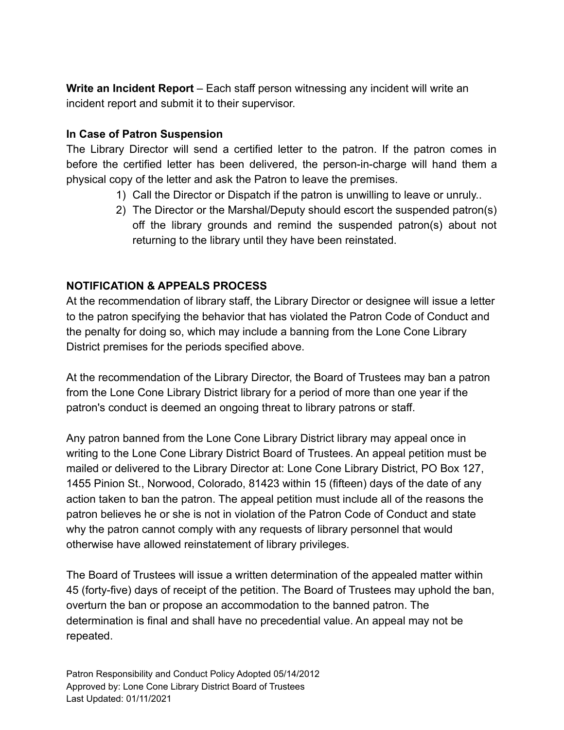**Write an Incident Report** – Each staff person witnessing any incident will write an incident report and submit it to their supervisor.

**In Case of Patron Suspension**

The Library Director will send a certified letter to the patron. If the patron comes in before the certified letter has been delivered, the person-in-charge will hand them a physical copy of the letter and ask the Patron to leave the premises.

1) Call the Director or Dispatch if the patron is unwilling to leave or unruly..
2) The Director or the Marshal/Deputy should escort the suspended patron(s) off the library grounds and remind the suspended patron(s) about not returning to the library until they have been reinstated.

**NOTIFICATION & APPEALS PROCESS**

At the recommendation of library staff, the Library Director or designee will issue a letter to the patron specifying the behavior that has violated the Patron Code of Conduct and the penalty for doing so, which may include a banning from the Lone Cone Library District premises for the periods specified above.

At the recommendation of the Library Director, the Board of Trustees may ban a patron from the Lone Cone Library District library for a period of more than one year if the patron's conduct is deemed an ongoing threat to library patrons or staff.

Any patron banned from the Lone Cone Library District library may appeal once in writing to the Lone Cone Library District Board of Trustees. An appeal petition must be mailed or delivered to the Library Director at: Lone Cone Library District, PO Box 127, 1455 Pinion St., Norwood, Colorado, 81423 within 15 (fifteen) days of the date of any action taken to ban the patron. The appeal petition must include all of the reasons the patron believes he or she is not in violation of the Patron Code of Conduct and state why the patron cannot comply with any requests of library personnel that would otherwise have allowed reinstatement of library privileges.

The Board of Trustees will issue a written determination of the appealed matter within 45 (forty-five) days of receipt of the petition. The Board of Trustees may uphold the ban, overturn the ban or propose an accommodation to the banned patron. The determination is final and shall have no precedential value. An appeal may not be repeated.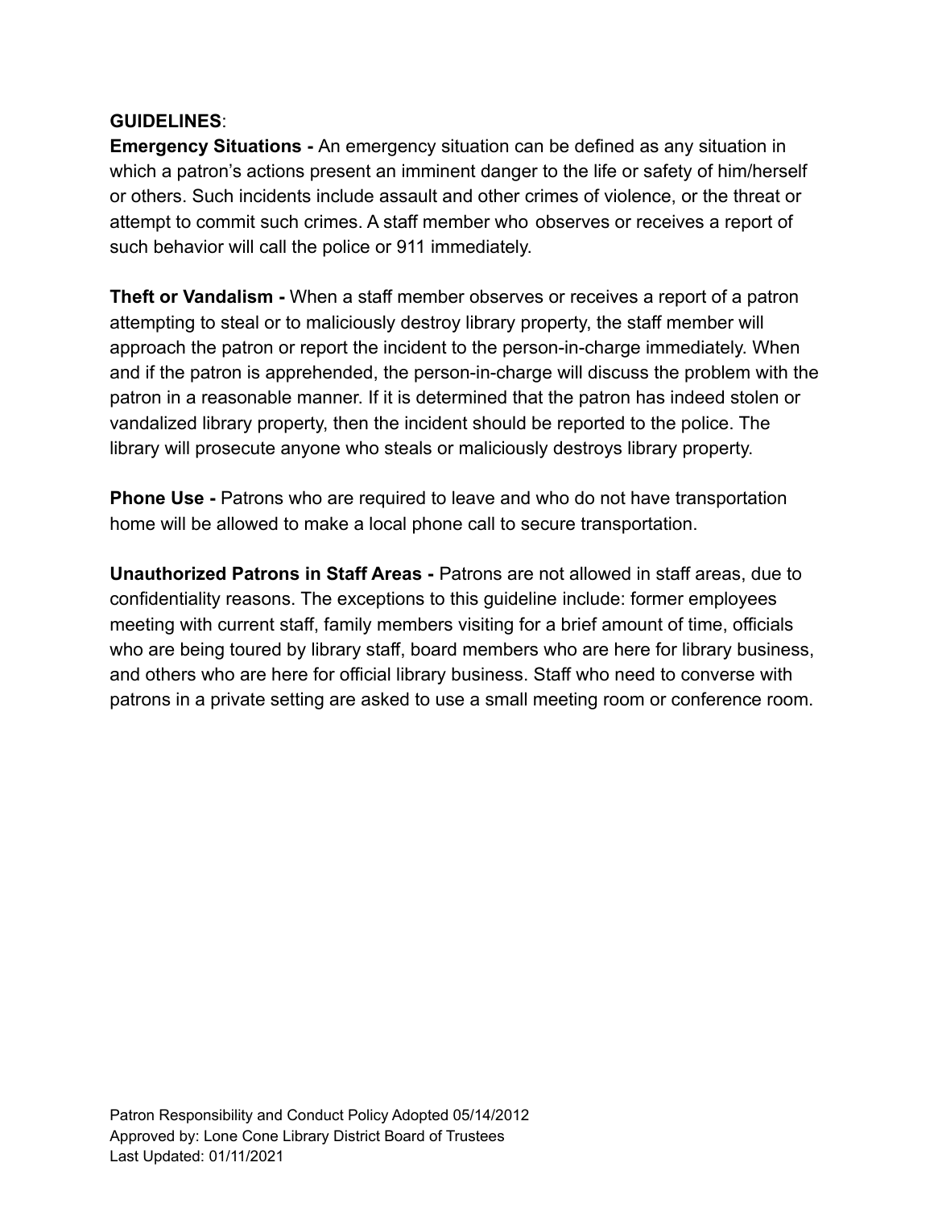**GUIDELINES**:

**Emergency Situations -** An emergency situation can be defined as any situation in which a patron's actions present an imminent danger to the life or safety of him/herself or others. Such incidents include assault and other crimes of violence, or the threat or attempt to commit such crimes. A staff member who observes or receives a report of such behavior will call the police or 911 immediately.

**Theft or Vandalism -** When a staff member observes or receives a report of a patron attempting to steal or to maliciously destroy library property, the staff member will approach the patron or report the incident to the person-in-charge immediately. When and if the patron is apprehended, the person-in-charge will discuss the problem with the patron in a reasonable manner. If it is determined that the patron has indeed stolen or vandalized library property, then the incident should be reported to the police. The library will prosecute anyone who steals or maliciously destroys library property.

**Phone Use -** Patrons who are required to leave and who do not have transportation home will be allowed to make a local phone call to secure transportation.

**Unauthorized Patrons in Staff Areas -** Patrons are not allowed in staff areas, due to confidentiality reasons. The exceptions to this guideline include: former employees meeting with current staff, family members visiting for a brief amount of time, officials who are being toured by library staff, board members who are here for library business, and others who are here for official library business. Staff who need to converse with patrons in a private setting are asked to use a small meeting room or conference room.